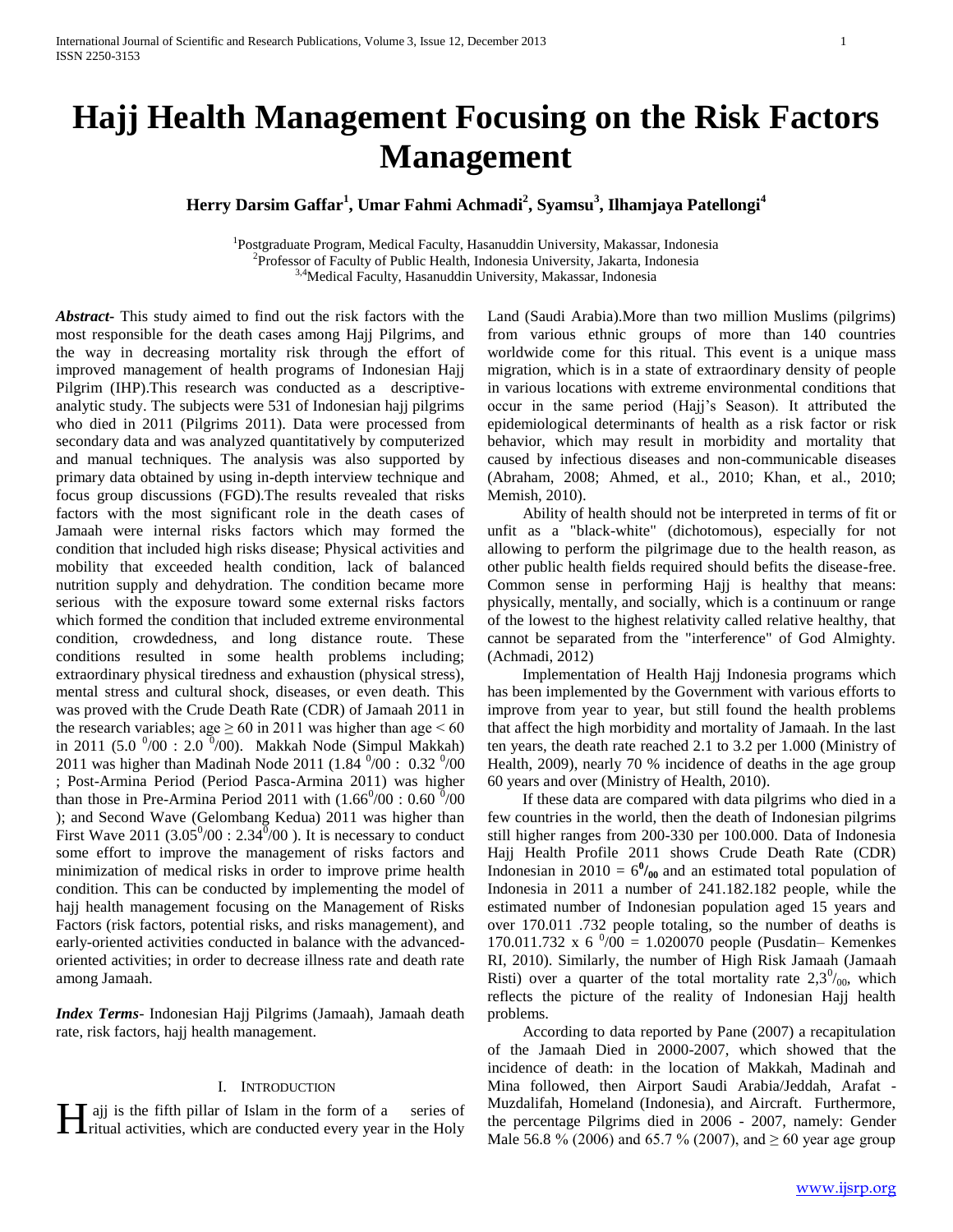# Hajj Health Management Focusing on the Risk Factors Management

**Herry Darsim Gaffar[1], Umar Fahmi Achmadi[2], Syamsu[3], Ilhamjaya Patellongi[4]**

[1]Postgraduate Program, Medical Faculty, Hasanuddin University, Makassar, Indonesia
[2]Professor of Faculty of Public Health, Indonesia University, Jakarta, Indonesia
[3,4]Medical Faculty, Hasanuddin University, Makassar, Indonesia

***Abstract*-** This study aimed to find out the risk factors with the most responsible for the death cases among Hajj Pilgrims, and the way in decreasing mortality risk through the effort of improved management of health programs of Indonesian Hajj Pilgrim (IHP).This research was conducted as a descriptive-analytic study. The subjects were 531 of Indonesian hajj pilgrims who died in 2011 (Pilgrims 2011). Data were processed from secondary data and was analyzed quantitatively by computerized and manual techniques. The analysis was also supported by primary data obtained by using in-depth interview technique and focus group discussions (FGD).The results revealed that risks factors with the most significant role in the death cases of Jamaah were internal risks factors which may formed the condition that included high risks disease; Physical activities and mobility that exceeded health condition, lack of balanced nutrition supply and dehydration. The condition became more serious with the exposure toward some external risks factors which formed the condition that included extreme environmental condition, crowdedness, and long distance route. These conditions resulted in some health problems including; extraordinary physical tiredness and exhaustion (physical stress), mental stress and cultural shock, diseases, or even death. This was proved with the Crude Death Rate (CDR) of Jamaah 2011 in the research variables; age $\geq 60$ in 2011 was higher than age $< 60$ in 2011 ($5.0\ ^0/00 : 2.0\ ^0/00$). Makkah Node (Simpul Makkah) 2011 was higher than Madinah Node 2011 ($1.84\ ^0/00 :\ 0.32\ ^0/00$ ; Post-Armina Period (Period Pasca-Armina 2011) was higher than those in Pre-Armina Period 2011 with ($1.66^0/00 : 0.60\ ^0/00$ ); and Second Wave (Gelombang Kedua) 2011 was higher than First Wave 2011 ($3.05^0/00 : 2.34^0/00$ ). It is necessary to conduct some effort to improve the management of risks factors and minimization of medical risks in order to improve prime health condition. This can be conducted by implementing the model of hajj health management focusing on the Management of Risks Factors (risk factors, potential risks, and risks management), and early-oriented activities conducted in balance with the advanced-oriented activities; in order to decrease illness rate and death rate among Jamaah.

***Index Terms*-** Indonesian Hajj Pilgrims (Jamaah), Jamaah death rate, risk factors, hajj health management.

## I. Introduction

Hajj is the fifth pillar of Islam in the form of a series of ritual activities, which are conducted every year in the Holy Land (Saudi Arabia).More than two million Muslims (pilgrims) from various ethnic groups of more than 140 countries worldwide come for this ritual. This event is a unique mass migration, which is in a state of extraordinary density of people in various locations with extreme environmental conditions that occur in the same period (Hajj's Season). It attributed the epidemiological determinants of health as a risk factor or risk behavior, which may result in morbidity and mortality that caused by infectious diseases and non-communicable diseases (Abraham, 2008; Ahmed, et al., 2010; Khan, et al., 2010; Memish, 2010).

Ability of health should not be interpreted in terms of fit or unfit as a "black-white" (dichotomous), especially for not allowing to perform the pilgrimage due to the health reason, as other public health fields required should befits the disease-free. Common sense in performing Hajj is healthy that means: physically, mentally, and socially, which is a continuum or range of the lowest to the highest relativity called relative healthy, that cannot be separated from the "interference" of God Almighty. (Achmadi, 2012)

Implementation of Health Hajj Indonesia programs which has been implemented by the Government with various efforts to improve from year to year, but still found the health problems that affect the high morbidity and mortality of Jamaah. In the last ten years, the death rate reached 2.1 to 3.2 per 1.000 (Ministry of Health, 2009), nearly 70 % incidence of deaths in the age group 60 years and over (Ministry of Health, 2010).

If these data are compared with data pilgrims who died in a few countries in the world, then the death of Indonesian pilgrims still higher ranges from 200-330 per 100.000. Data of Indonesia Hajj Health Profile 2011 shows Crude Death Rate (CDR) Indonesian in 2010 = $\mathbf{6^0/_{00}}$ and an estimated total population of Indonesia in 2011 a number of 241.182.182 people, while the estimated number of Indonesian population aged 15 years and over 170.011 .732 people totaling, so the number of deaths is $170.011.732 \times 6\ ^0/00 = 1.020070$ people (Pusdatin– Kemenkes RI, 2010). Similarly, the number of High Risk Jamaah (Jamaah Risti) over a quarter of the total mortality rate $2{,}3^0/_{00}$, which reflects the picture of the reality of Indonesian Hajj health problems.

According to data reported by Pane (2007) a recapitulation of the Jamaah Died in 2000-2007, which showed that the incidence of death: in the location of Makkah, Madinah and Mina followed, then Airport Saudi Arabia/Jeddah, Arafat - Muzdalifah, Homeland (Indonesia), and Aircraft. Furthermore, the percentage Pilgrims died in 2006 - 2007, namely: Gender Male 56.8 % (2006) and 65.7 % (2007), and $\geq 60$ year age group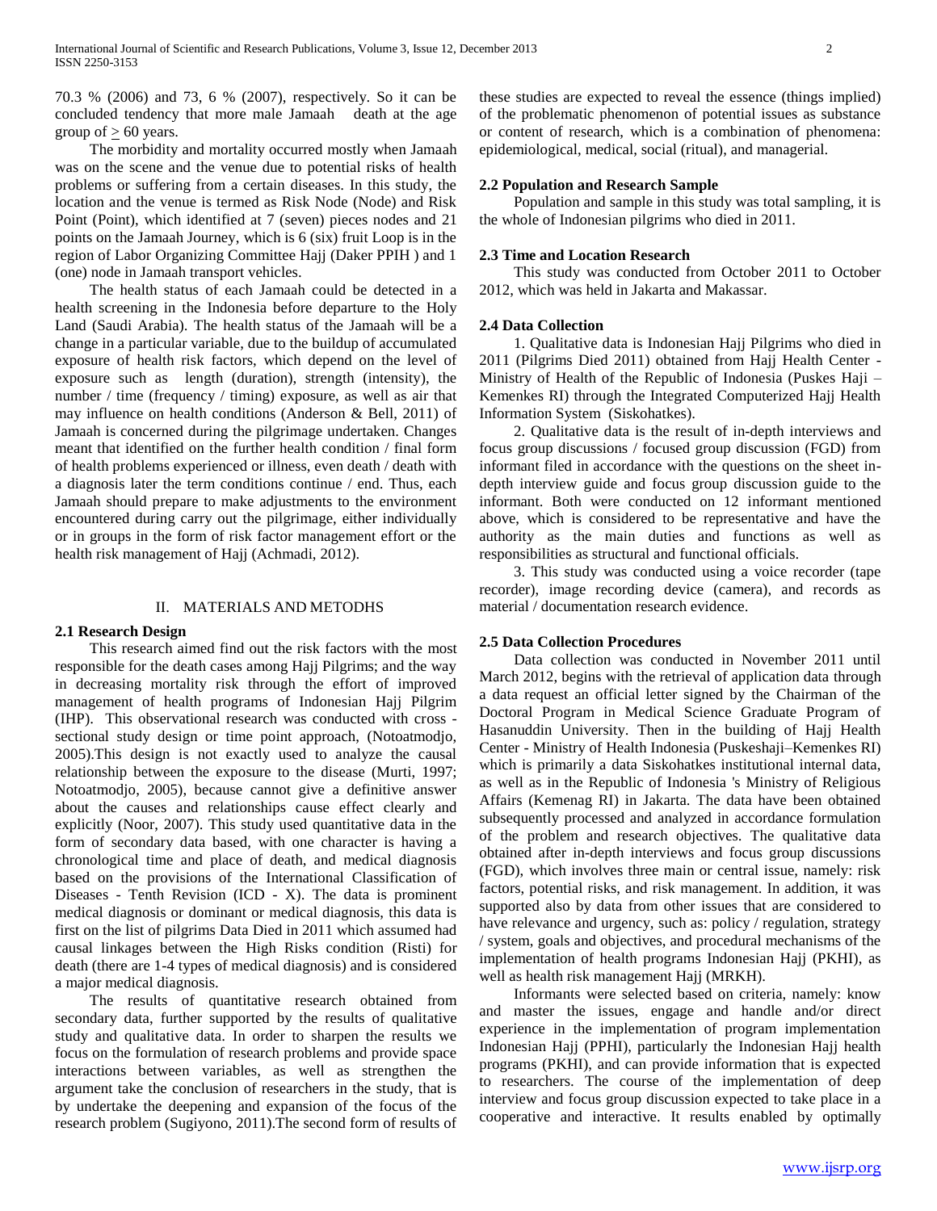70.3 % (2006) and 73, 6 % (2007), respectively. So it can be concluded tendency that more male Jamaah death at the age group of $\geq$ 60 years.

The morbidity and mortality occurred mostly when Jamaah was on the scene and the venue due to potential risks of health problems or suffering from a certain diseases. In this study, the location and the venue is termed as Risk Node (Node) and Risk Point (Point), which identified at 7 (seven) pieces nodes and 21 points on the Jamaah Journey, which is 6 (six) fruit Loop is in the region of Labor Organizing Committee Hajj (Daker PPIH ) and 1 (one) node in Jamaah transport vehicles.

The health status of each Jamaah could be detected in a health screening in the Indonesia before departure to the Holy Land (Saudi Arabia). The health status of the Jamaah will be a change in a particular variable, due to the buildup of accumulated exposure of health risk factors, which depend on the level of exposure such as length (duration), strength (intensity), the number / time (frequency / timing) exposure, as well as air that may influence on health conditions (Anderson & Bell, 2011) of Jamaah is concerned during the pilgrimage undertaken. Changes meant that identified on the further health condition / final form of health problems experienced or illness, even death / death with a diagnosis later the term conditions continue / end. Thus, each Jamaah should prepare to make adjustments to the environment encountered during carry out the pilgrimage, either individually or in groups in the form of risk factor management effort or the health risk management of Hajj (Achmadi, 2012).

## II. MATERIALS AND METODHS

### 2.1 Research Design

This research aimed find out the risk factors with the most responsible for the death cases among Hajj Pilgrims; and the way in decreasing mortality risk through the effort of improved management of health programs of Indonesian Hajj Pilgrim (IHP). This observational research was conducted with cross - sectional study design or time point approach, (Notoatmodjo, 2005).This design is not exactly used to analyze the causal relationship between the exposure to the disease (Murti, 1997; Notoatmodjo, 2005), because cannot give a definitive answer about the causes and relationships cause effect clearly and explicitly (Noor, 2007). This study used quantitative data in the form of secondary data based, with one character is having a chronological time and place of death, and medical diagnosis based on the provisions of the International Classification of Diseases - Tenth Revision (ICD - X). The data is prominent medical diagnosis or dominant or medical diagnosis, this data is first on the list of pilgrims Data Died in 2011 which assumed had causal linkages between the High Risks condition (Risti) for death (there are 1-4 types of medical diagnosis) and is considered a major medical diagnosis.

The results of quantitative research obtained from secondary data, further supported by the results of qualitative study and qualitative data. In order to sharpen the results we focus on the formulation of research problems and provide space interactions between variables, as well as strengthen the argument take the conclusion of researchers in the study, that is by undertake the deepening and expansion of the focus of the research problem (Sugiyono, 2011).The second form of results of these studies are expected to reveal the essence (things implied) of the problematic phenomenon of potential issues as substance or content of research, which is a combination of phenomena: epidemiological, medical, social (ritual), and managerial.

### 2.2 Population and Research Sample

Population and sample in this study was total sampling, it is the whole of Indonesian pilgrims who died in 2011.

### 2.3 Time and Location Research

This study was conducted from October 2011 to October 2012, which was held in Jakarta and Makassar.

### 2.4 Data Collection

1. Qualitative data is Indonesian Hajj Pilgrims who died in 2011 (Pilgrims Died 2011) obtained from Hajj Health Center - Ministry of Health of the Republic of Indonesia (Puskes Haji – Kemenkes RI) through the Integrated Computerized Hajj Health Information System (Siskohatkes).

2. Qualitative data is the result of in-depth interviews and focus group discussions / focused group discussion (FGD) from informant filed in accordance with the questions on the sheet in-depth interview guide and focus group discussion guide to the informant. Both were conducted on 12 informant mentioned above, which is considered to be representative and have the authority as the main duties and functions as well as responsibilities as structural and functional officials.

3. This study was conducted using a voice recorder (tape recorder), image recording device (camera), and records as material / documentation research evidence.

### 2.5 Data Collection Procedures

Data collection was conducted in November 2011 until March 2012, begins with the retrieval of application data through a data request an official letter signed by the Chairman of the Doctoral Program in Medical Science Graduate Program of Hasanuddin University. Then in the building of Hajj Health Center - Ministry of Health Indonesia (Puskeshaji–Kemenkes RI) which is primarily a data Siskohatkes institutional internal data, as well as in the Republic of Indonesia 's Ministry of Religious Affairs (Kemenag RI) in Jakarta. The data have been obtained subsequently processed and analyzed in accordance formulation of the problem and research objectives. The qualitative data obtained after in-depth interviews and focus group discussions (FGD), which involves three main or central issue, namely: risk factors, potential risks, and risk management. In addition, it was supported also by data from other issues that are considered to have relevance and urgency, such as: policy / regulation, strategy / system, goals and objectives, and procedural mechanisms of the implementation of health programs Indonesian Hajj (PKHI), as well as health risk management Hajj (MRKH).

Informants were selected based on criteria, namely: know and master the issues, engage and handle and/or direct experience in the implementation of program implementation Indonesian Hajj (PPHI), particularly the Indonesian Hajj health programs (PKHI), and can provide information that is expected to researchers. The course of the implementation of deep interview and focus group discussion expected to take place in a cooperative and interactive. It results enabled by optimally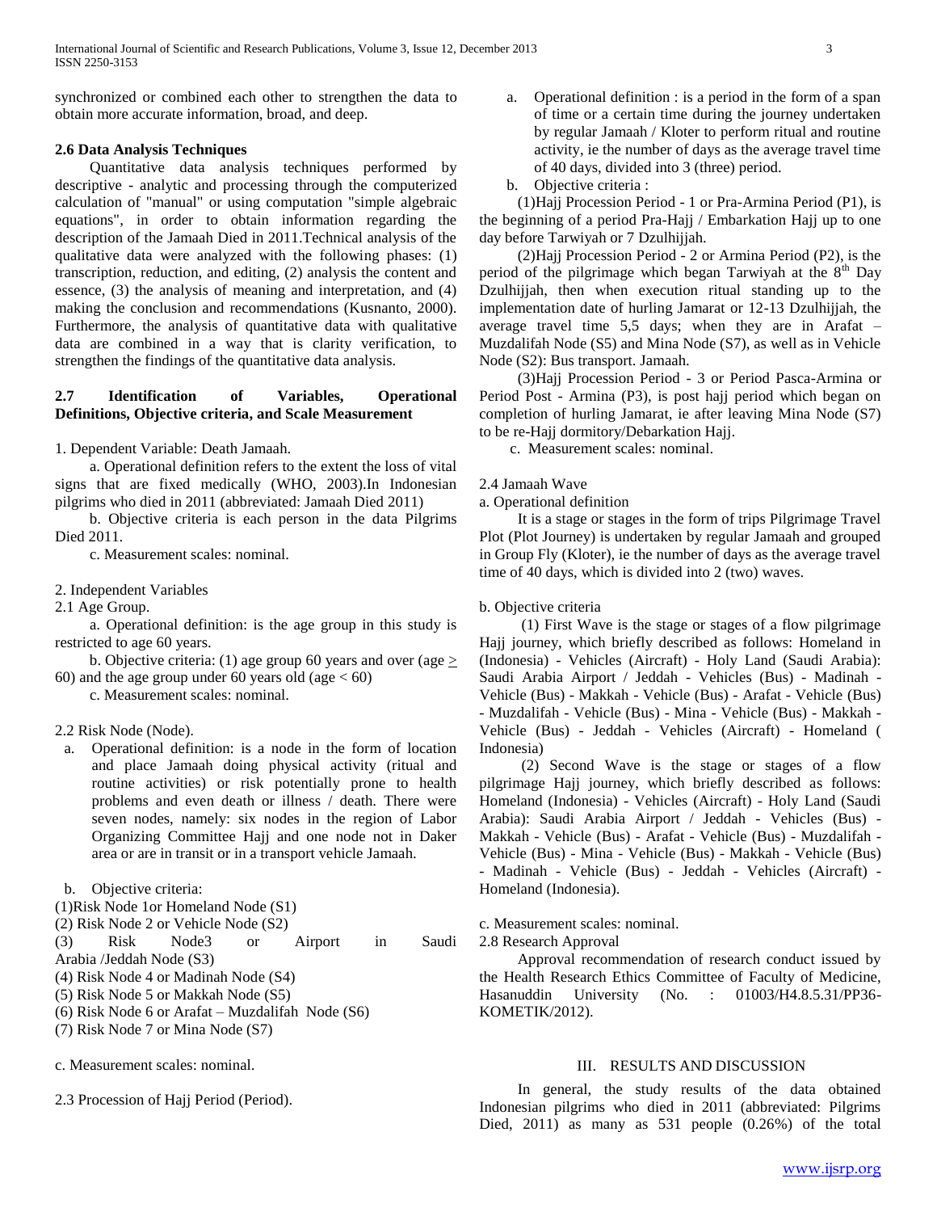synchronized or combined each other to strengthen the data to obtain more accurate information, broad, and deep.

### 2.6 Data Analysis Techniques

Quantitative data analysis techniques performed by descriptive - analytic and processing through the computerized calculation of "manual" or using computation "simple algebraic equations", in order to obtain information regarding the description of the Jamaah Died in 2011.Technical analysis of the qualitative data were analyzed with the following phases: (1) transcription, reduction, and editing, (2) analysis the content and essence, (3) the analysis of meaning and interpretation, and (4) making the conclusion and recommendations (Kusnanto, 2000). Furthermore, the analysis of quantitative data with qualitative data are combined in a way that is clarity verification, to strengthen the findings of the quantitative data analysis.

### 2.7 Identification of Variables, Operational Definitions, Objective criteria, and Scale Measurement

1. Dependent Variable: Death Jamaah.

a. Operational definition refers to the extent the loss of vital signs that are fixed medically (WHO, 2003).In Indonesian pilgrims who died in 2011 (abbreviated: Jamaah Died 2011)

b. Objective criteria is each person in the data Pilgrims Died 2011.

c. Measurement scales: nominal.

2. Independent Variables

2.1 Age Group.

a. Operational definition: is the age group in this study is restricted to age 60 years.

b. Objective criteria: (1) age group 60 years and over (age $\geq$ 60) and the age group under 60 years old (age < 60)

c. Measurement scales: nominal.

2.2 Risk Node (Node).

a. Operational definition: is a node in the form of location and place Jamaah doing physical activity (ritual and routine activities) or risk potentially prone to health problems and even death or illness / death. There were seven nodes, namely: six nodes in the region of Labor Organizing Committee Hajj and one node not in Daker area or are in transit or in a transport vehicle Jamaah.

b. Objective criteria:

(1)Risk Node 1or Homeland Node (S1)
(2) Risk Node 2 or Vehicle Node (S2)
(3) Risk Node3 or Airport in Saudi Arabia /Jeddah Node (S3)
(4) Risk Node 4 or Madinah Node (S4)
(5) Risk Node 5 or Makkah Node (S5)
(6) Risk Node 6 or Arafat – Muzdalifah Node (S6)
(7) Risk Node 7 or Mina Node (S7)

c. Measurement scales: nominal.

2.3 Procession of Hajj Period (Period).

a. Operational definition : is a period in the form of a span of time or a certain time during the journey undertaken by regular Jamaah / Kloter to perform ritual and routine activity, ie the number of days as the average travel time of 40 days, divided into 3 (three) period.

b. Objective criteria :

(1)Hajj Procession Period - 1 or Pra-Armina Period (P1), is the beginning of a period Pra-Hajj / Embarkation Hajj up to one day before Tarwiyah or 7 Dzulhijjah.

(2)Hajj Procession Period - 2 or Armina Period (P2), is the period of the pilgrimage which began Tarwiyah at the 8th Day Dzulhijjah, then when execution ritual standing up to the implementation date of hurling Jamarat or 12-13 Dzulhijjah, the average travel time 5,5 days; when they are in Arafat – Muzdalifah Node (S5) and Mina Node (S7), as well as in Vehicle Node (S2): Bus transport. Jamaah.

(3)Hajj Procession Period - 3 or Period Pasca-Armina or Period Post - Armina (P3), is post hajj period which began on completion of hurling Jamarat, ie after leaving Mina Node (S7) to be re-Hajj dormitory/Debarkation Hajj.

c. Measurement scales: nominal.

2.4 Jamaah Wave

a. Operational definition

It is a stage or stages in the form of trips Pilgrimage Travel Plot (Plot Journey) is undertaken by regular Jamaah and grouped in Group Fly (Kloter), ie the number of days as the average travel time of 40 days, which is divided into 2 (two) waves.

b. Objective criteria

(1) First Wave is the stage or stages of a flow pilgrimage Hajj journey, which briefly described as follows: Homeland in (Indonesia) - Vehicles (Aircraft) - Holy Land (Saudi Arabia): Saudi Arabia Airport / Jeddah - Vehicles (Bus) - Madinah - Vehicle (Bus) - Makkah - Vehicle (Bus) - Arafat - Vehicle (Bus) - Muzdalifah - Vehicle (Bus) - Mina - Vehicle (Bus) - Makkah - Vehicle (Bus) - Jeddah - Vehicles (Aircraft) - Homeland ( Indonesia)

(2) Second Wave is the stage or stages of a flow pilgrimage Hajj journey, which briefly described as follows: Homeland (Indonesia) - Vehicles (Aircraft) - Holy Land (Saudi Arabia): Saudi Arabia Airport / Jeddah - Vehicles (Bus) - Makkah - Vehicle (Bus) - Arafat - Vehicle (Bus) - Muzdalifah - Vehicle (Bus) - Mina - Vehicle (Bus) - Makkah - Vehicle (Bus) - Madinah - Vehicle (Bus) - Jeddah - Vehicles (Aircraft) - Homeland (Indonesia).

c. Measurement scales: nominal.

2.8 Research Approval

Approval recommendation of research conduct issued by the Health Research Ethics Committee of Faculty of Medicine, Hasanuddin University (No. : 01003/H4.8.5.31/PP36-KOMETIK/2012).

## III. RESULTS AND DISCUSSION

In general, the study results of the data obtained Indonesian pilgrims who died in 2011 (abbreviated: Pilgrims Died, 2011) as many as 531 people (0.26%) of the total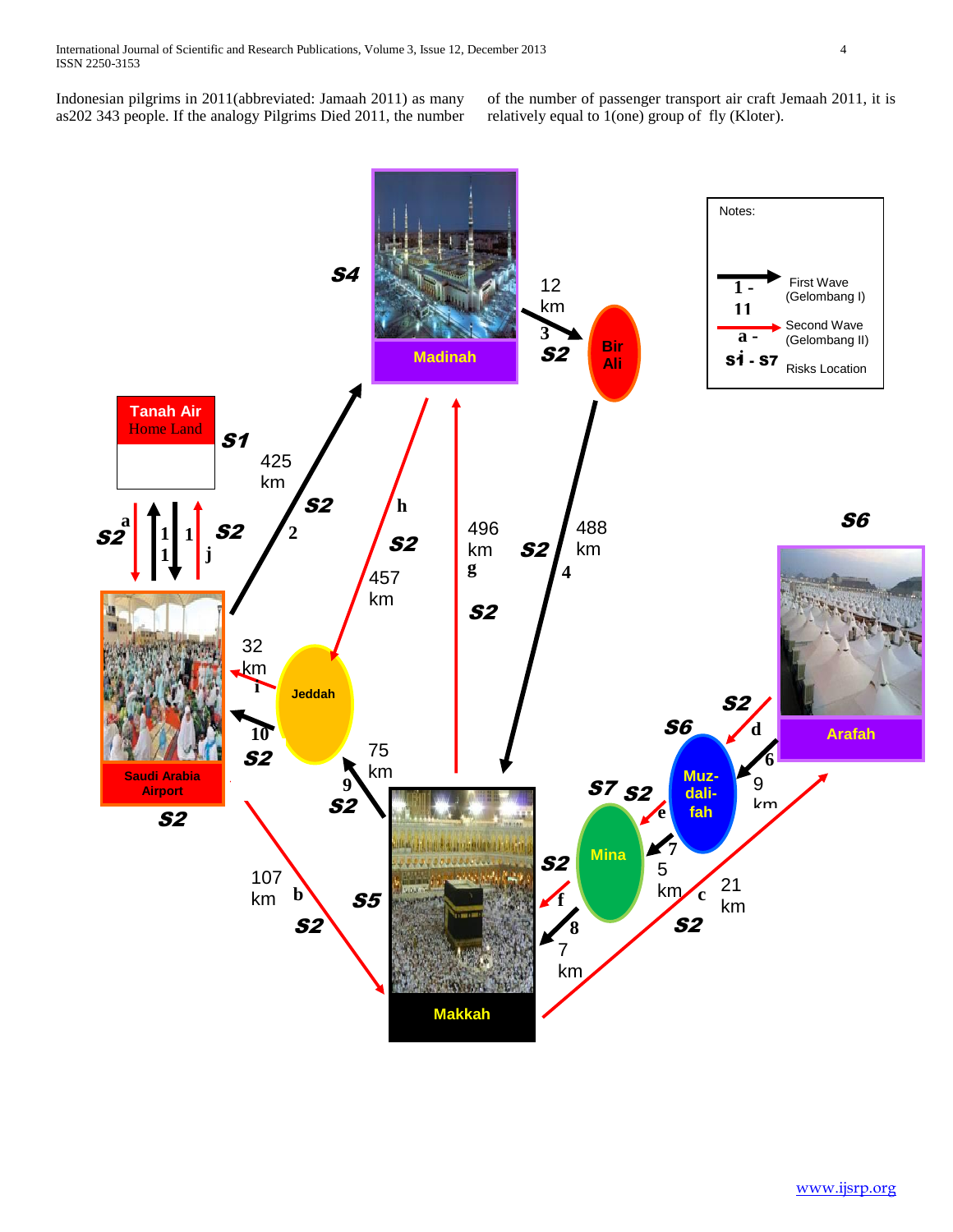Indonesian pilgrims in 2011(abbreviated: Jamaah 2011) as many as202 343 people. If the analogy Pilgrims Died 2011, the number of the number of passenger transport air craft Jemaah 2011, it is relatively equal to 1(one) group of fly (Kloter).

Notes:

1 - 11 First Wave (Gelombang I)

a - Second Wave (Gelombang II)

S1 - S7 Risks Location

Tanah Air Home Land

Madinah

Bir Ali

Arafah

Muz-dali-fah

Mina

Makkah

Jeddah

Saudi Arabia Airport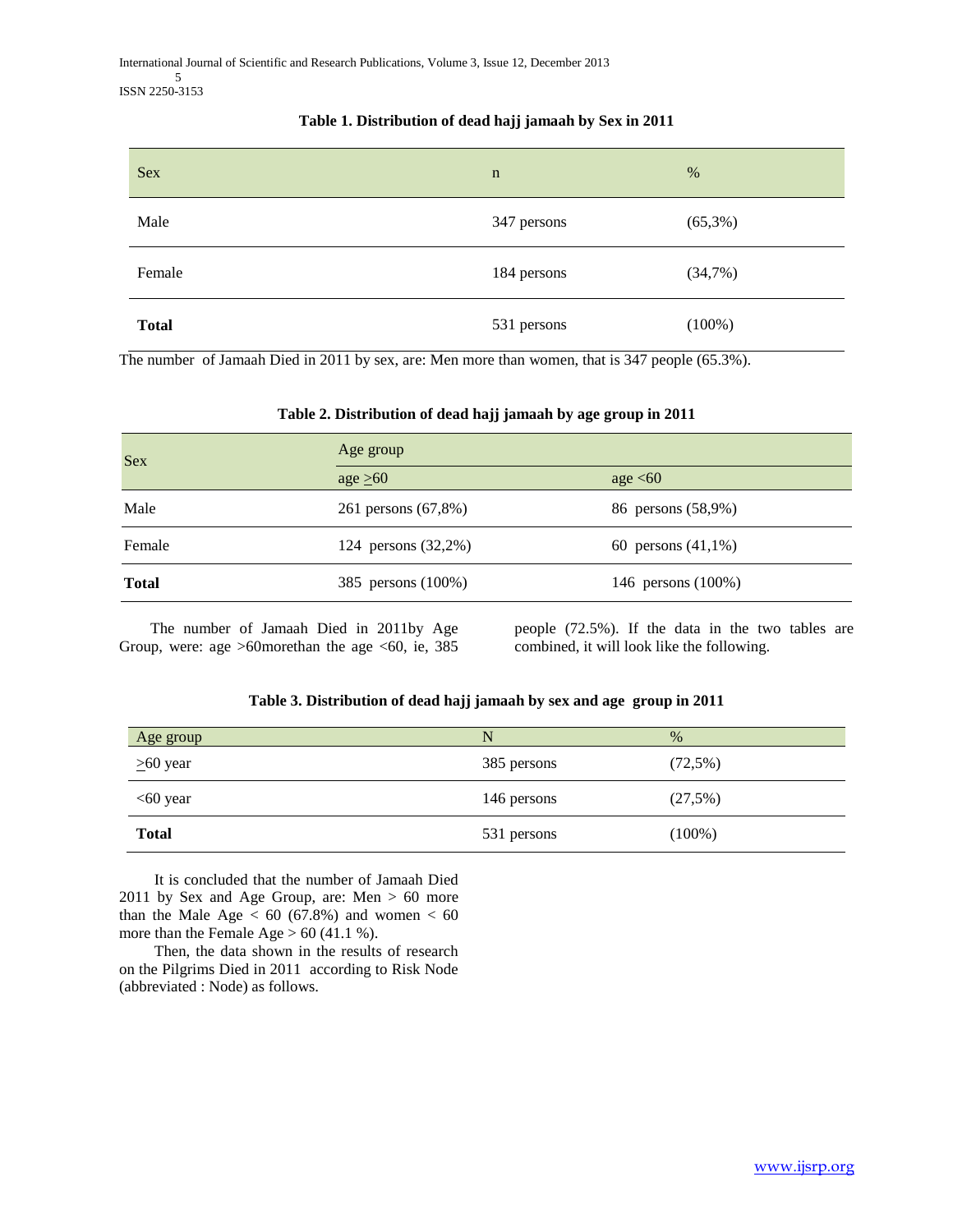**Table 1. Distribution of dead hajj jamaah by Sex in 2011**

| Sex | n | % |
|---|---|---|
| Male | 347 persons | (65,3%) |
| Female | 184 persons | (34,7%) |
| **Total** | 531 persons | (100%) |

The number of Jamaah Died in 2011 by sex, are: Men more than women, that is 347 people (65.3%).

**Table 2. Distribution of dead hajj jamaah by age group in 2011**

| Sex | Age group | |
|---|---|---|
| | age ≥60 | age <60 |
| Male | 261 persons (67,8%) | 86 persons (58,9%) |
| Female | 124 persons (32,2%) | 60 persons (41,1%) |
| **Total** | 385 persons (100%) | 146 persons (100%) |

The number of Jamaah Died in 2011by Age Group, were: age >60morethan the age <60, ie, 385 people (72.5%). If the data in the two tables are combined, it will look like the following.

**Table 3. Distribution of dead hajj jamaah by sex and age group in 2011**

| Age group | N | % |
|---|---|---|
| ≥60 year | 385 persons | (72,5%) |
| <60 year | 146 persons | (27,5%) |
| **Total** | 531 persons | (100%) |

It is concluded that the number of Jamaah Died 2011 by Sex and Age Group, are: Men > 60 more than the Male Age < 60 (67.8%) and women < 60 more than the Female Age > 60 (41.1 %).

Then, the data shown in the results of research on the Pilgrims Died in 2011 according to Risk Node (abbreviated : Node) as follows.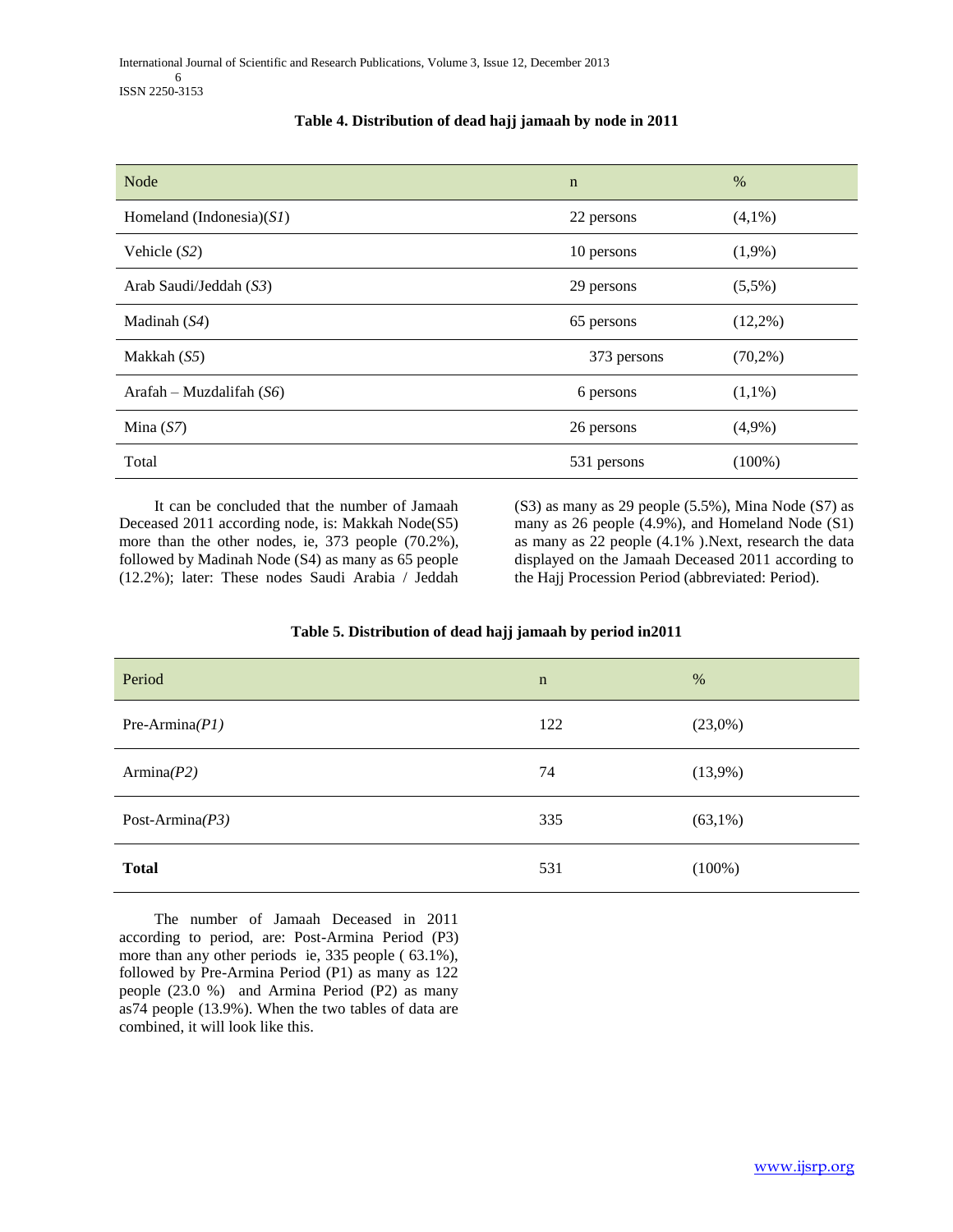**Table 4. Distribution of dead hajj jamaah by node in 2011**

| Node | n | % |
|---|---|---|
| Homeland (Indonesia)(*S1*) | 22 persons | (4,1%) |
| Vehicle (*S2*) | 10 persons | (1,9%) |
| Arab Saudi/Jeddah (*S3*) | 29 persons | (5,5%) |
| Madinah (*S4*) | 65 persons | (12,2%) |
| Makkah (*S5*) | 373 persons | (70,2%) |
| Arafah – Muzdalifah (*S6*) | 6 persons | (1,1%) |
| Mina (*S7*) | 26 persons | (4,9%) |
| Total | 531 persons | (100%) |

It can be concluded that the number of Jamaah Deceased 2011 according node, is: Makkah Node(S5) more than the other nodes, ie, 373 people (70.2%), followed by Madinah Node (S4) as many as 65 people (12.2%); later: These nodes Saudi Arabia / Jeddah (S3) as many as 29 people (5.5%), Mina Node (S7) as many as 26 people (4.9%), and Homeland Node (S1) as many as 22 people (4.1% ).Next, research the data displayed on the Jamaah Deceased 2011 according to the Hajj Procession Period (abbreviated: Period).

**Table 5. Distribution of dead hajj jamaah by period in2011**

| Period | n | % |
|---|---|---|
| Pre-Armina*(P1)* | 122 | (23,0%) |
| Armina*(P2)* | 74 | (13,9%) |
| Post-Armina*(P3)* | 335 | (63,1%) |
| **Total** | 531 | (100%) |

The number of Jamaah Deceased in 2011 according to period, are: Post-Armina Period (P3) more than any other periods ie, 335 people ( 63.1%), followed by Pre-Armina Period (P1) as many as 122 people (23.0 %) and Armina Period (P2) as many as74 people (13.9%). When the two tables of data are combined, it will look like this.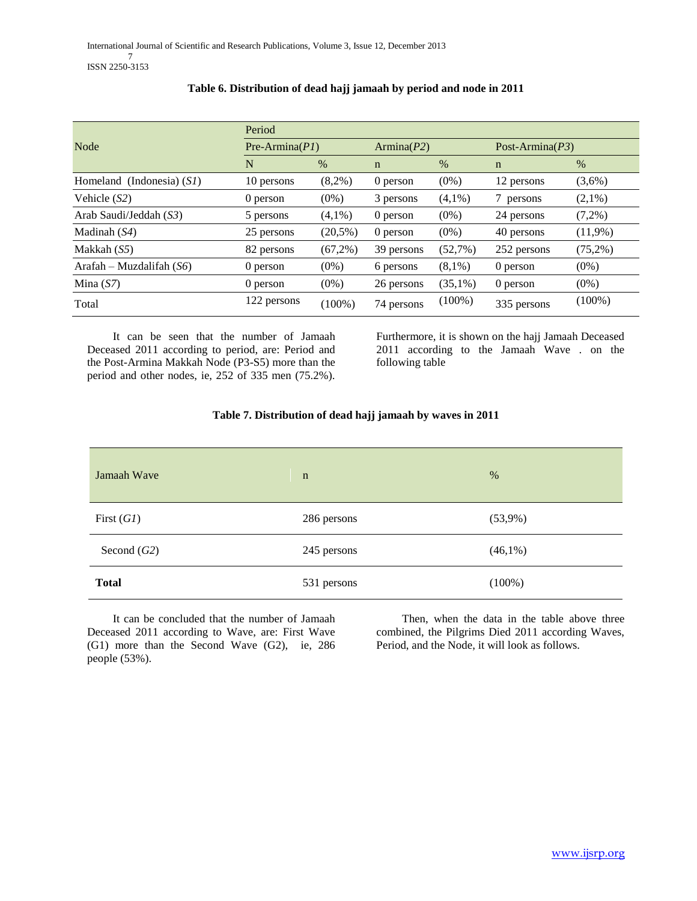**Table 6. Distribution of dead hajj jamaah by period and node in 2011**

| Node | Period | | | | | |
|---|---|---|---|---|---|---|
| | Pre-Armina(*P1*) | | Armina(*P2*) | | Post-Armina(*P3*) | |
| | N | % | n | % | n | % |
| Homeland (Indonesia) (*S1*) | 10 persons | (8,2%) | 0 person | (0%) | 12 persons | (3,6%) |
| Vehicle (*S2*) | 0 person | (0%) | 3 persons | (4,1%) | 7 persons | (2,1%) |
| Arab Saudi/Jeddah (*S3*) | 5 persons | (4,1%) | 0 person | (0%) | 24 persons | (7,2%) |
| Madinah (*S4*) | 25 persons | (20,5%) | 0 person | (0%) | 40 persons | (11,9%) |
| Makkah (*S5*) | 82 persons | (67,2%) | 39 persons | (52,7%) | 252 persons | (75,2%) |
| Arafah – Muzdalifah (*S6*) | 0 person | (0%) | 6 persons | (8,1%) | 0 person | (0%) |
| Mina (*S7*) | 0 person | (0%) | 26 persons | (35,1%) | 0 person | (0%) |
| Total | 122 persons | (100%) | 74 persons | (100%) | 335 persons | (100%) |

It can be seen that the number of Jamaah Deceased 2011 according to period, are: Period and the Post-Armina Makkah Node (P3-S5) more than the period and other nodes, ie, 252 of 335 men (75.2%). Furthermore, it is shown on the hajj Jamaah Deceased 2011 according to the Jamaah Wave . on the following table

**Table 7. Distribution of dead hajj jamaah by waves in 2011**

| Jamaah Wave | n | % |
|---|---|---|
| First (*G1*) | 286 persons | (53,9%) |
| Second (*G2*) | 245 persons | (46,1%) |
| **Total** | 531 persons | (100%) |

It can be concluded that the number of Jamaah Deceased 2011 according to Wave, are: First Wave (G1) more than the Second Wave (G2), ie, 286 people (53%).

Then, when the data in the table above three combined, the Pilgrims Died 2011 according Waves, Period, and the Node, it will look as follows.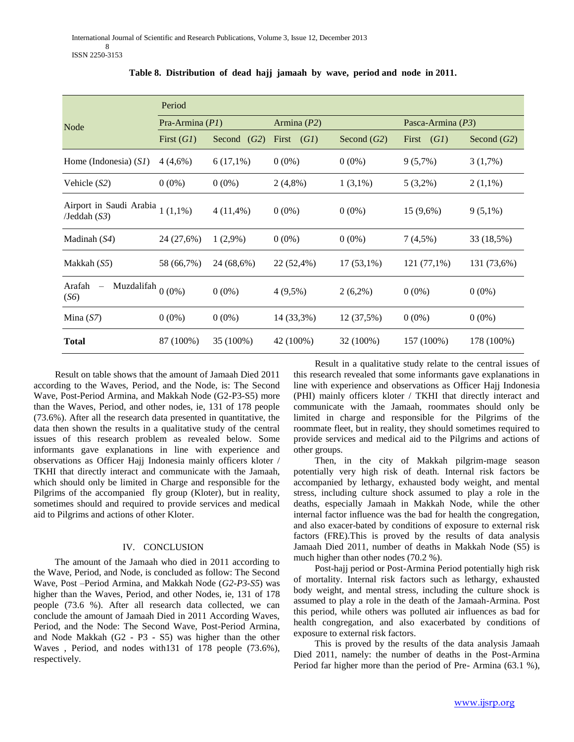**Table 8. Distribution of dead hajj jamaah by wave, period and node in 2011.**

| Node | Period | | | | | |
|---|---|---|---|---|---|---|
| | Pra-Armina (*P1*) | | Armina (*P2*) | | Pasca-Armina (*P3*) | |
| | First (*G1*) | Second (*G2*) | First (*G1*) | Second (*G2*) | First (*G1*) | Second (*G2*) |
| Home (Indonesia) (*S1*) | 4 (4,6%) | 6 (17,1%) | 0 (0%) | 0 (0%) | 9 (5,7%) | 3 (1,7%) |
| Vehicle (*S2*) | 0 (0%) | 0 (0%) | 2 (4,8%) | 1 (3,1%) | 5 (3,2%) | 2 (1,1%) |
| Airport in Saudi Arabia /Jeddah (*S3*) | 1 (1,1%) | 4 (11,4%) | 0 (0%) | 0 (0%) | 15 (9,6%) | 9 (5,1%) |
| Madinah (*S4*) | 24 (27,6%) | 1 (2,9%) | 0 (0%) | 0 (0%) | 7 (4,5%) | 33 (18,5%) |
| Makkah (*S5*) | 58 (66,7%) | 24 (68,6%) | 22 (52,4%) | 17 (53,1%) | 121 (77,1%) | 131 (73,6%) |
| Arafah – Muzdalifah (*S6*) | 0 (0%) | 0 (0%) | 4 (9,5%) | 2 (6,2%) | 0 (0%) | 0 (0%) |
| Mina (*S7*) | 0 (0%) | 0 (0%) | 14 (33,3%) | 12 (37,5%) | 0 (0%) | 0 (0%) |
| **Total** | 87 (100%) | 35 (100%) | 42 (100%) | 32 (100%) | 157 (100%) | 178 (100%) |

Result on table shows that the amount of Jamaah Died 2011 according to the Waves, Period, and the Node, is: The Second Wave, Post-Period Armina, and Makkah Node (G2-P3-S5) more than the Waves, Period, and other nodes, ie, 131 of 178 people (73.6%). After all the research data presented in quantitative, the data then shown the results in a qualitative study of the central issues of this research problem as revealed below. Some informants gave explanations in line with experience and observations as Officer Hajj Indonesia mainly officers kloter / TKHI that directly interact and communicate with the Jamaah, which should only be limited in Charge and responsible for the Pilgrims of the accompanied fly group (Kloter), but in reality, sometimes should and required to provide services and medical aid to Pilgrims and actions of other Kloter.

## IV. CONCLUSION

The amount of the Jamaah who died in 2011 according to the Wave, Period, and Node, is concluded as follow: The Second Wave, Post –Period Armina, and Makkah Node (*G2-P3-S5*) was higher than the Waves, Period, and other Nodes, ie, 131 of 178 people (73.6 %). After all research data collected, we can conclude the amount of Jamaah Died in 2011 According Waves, Period, and the Node: The Second Wave, Post-Period Armina, and Node Makkah (G2 - P3 - S5) was higher than the other Waves , Period, and nodes with131 of 178 people (73.6%), respectively.

Result in a qualitative study relate to the central issues of this research revealed that some informants gave explanations in line with experience and observations as Officer Hajj Indonesia (PHI) mainly officers kloter / TKHI that directly interact and communicate with the Jamaah, roommates should only be limited in charge and responsible for the Pilgrims of the roommate fleet, but in reality, they should sometimes required to provide services and medical aid to the Pilgrims and actions of other groups.

Then, in the city of Makkah pilgrim-mage season potentially very high risk of death. Internal risk factors be accompanied by lethargy, exhausted body weight, and mental stress, including culture shock assumed to play a role in the deaths, especially Jamaah in Makkah Node, while the other internal factor influence was the bad for health the congregation, and also exacer-bated by conditions of exposure to external risk factors (FRE).This is proved by the results of data analysis Jamaah Died 2011, number of deaths in Makkah Node (S5) is much higher than other nodes (70.2 %).

Post-hajj period or Post-Armina Period potentially high risk of mortality. Internal risk factors such as lethargy, exhausted body weight, and mental stress, including the culture shock is assumed to play a role in the death of the Jamaah-Armina. Post this period, while others was polluted air influences as bad for health congregation, and also exacerbated by conditions of exposure to external risk factors.

This is proved by the results of the data analysis Jamaah Died 2011, namely: the number of deaths in the Post-Armina Period far higher more than the period of Pre- Armina (63.1 %),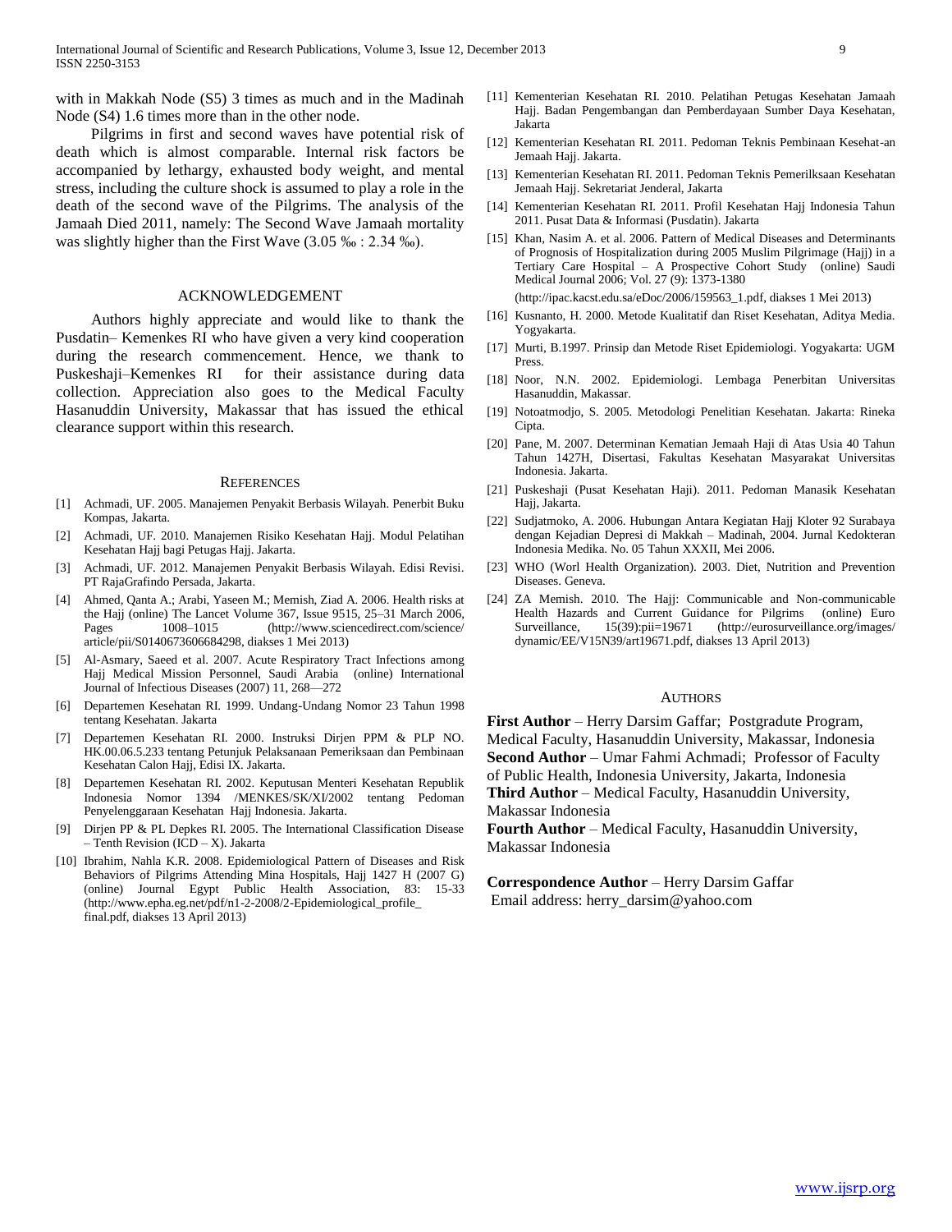with in Makkah Node (S5) 3 times as much and in the Madinah Node (S4) 1.6 times more than in the other node.

Pilgrims in first and second waves have potential risk of death which is almost comparable. Internal risk factors be accompanied by lethargy, exhausted body weight, and mental stress, including the culture shock is assumed to play a role in the death of the second wave of the Pilgrims. The analysis of the Jamaah Died 2011, namely: The Second Wave Jamaah mortality was slightly higher than the First Wave (3.05 ‰ : 2.34 ‰).

## ACKNOWLEDGEMENT

Authors highly appreciate and would like to thank the Pusdatin– Kemenkes RI who have given a very kind cooperation during the research commencement. Hence, we thank to Puskeshaji–Kemenkes RI for their assistance during data collection. Appreciation also goes to the Medical Faculty Hasanuddin University, Makassar that has issued the ethical clearance support within this research.

## REFERENCES

[1] Achmadi, UF. 2005. Manajemen Penyakit Berbasis Wilayah. Penerbit Buku Kompas, Jakarta.

[2] Achmadi, UF. 2010. Manajemen Risiko Kesehatan Hajj. Modul Pelatihan Kesehatan Hajj bagi Petugas Hajj. Jakarta.

[3] Achmadi, UF. 2012. Manajemen Penyakit Berbasis Wilayah. Edisi Revisi. PT RajaGrafindo Persada, Jakarta.

[4] Ahmed, Qanta A.; Arabi, Yaseen M.; Memish, Ziad A. 2006. Health risks at the Hajj (online) The Lancet Volume 367, Issue 9515, 25–31 March 2006, Pages 1008–1015 (http://www.sciencedirect.com/science/article/pii/S0140673606684298, diakses 1 Mei 2013)

[5] Al-Asmary, Saeed et al. 2007. Acute Respiratory Tract Infections among Hajj Medical Mission Personnel, Saudi Arabia (online) International Journal of Infectious Diseases (2007) 11, 268—272

[6] Departemen Kesehatan RI. 1999. Undang-Undang Nomor 23 Tahun 1998 tentang Kesehatan. Jakarta

[7] Departemen Kesehatan RI. 2000. Instruksi Dirjen PPM & PLP NO. HK.00.06.5.233 tentang Petunjuk Pelaksanaan Pemeriksaan dan Pembinaan Kesehatan Calon Hajj, Edisi IX. Jakarta.

[8] Departemen Kesehatan RI. 2002. Keputusan Menteri Kesehatan Republik Indonesia Nomor 1394 /MENKES/SK/XI/2002 tentang Pedoman Penyelenggaraan Kesehatan Hajj Indonesia. Jakarta.

[9] Dirjen PP & PL Depkes RI. 2005. The International Classification Disease – Tenth Revision (ICD – X). Jakarta

[10] Ibrahim, Nahla K.R. 2008. Epidemiological Pattern of Diseases and Risk Behaviors of Pilgrims Attending Mina Hospitals, Hajj 1427 H (2007 G) (online) Journal Egypt Public Health Association, 83: 15-33 (http://www.epha.eg.net/pdf/n1-2-2008/2-Epidemiological_profile_final.pdf, diakses 13 April 2013)

[11] Kementerian Kesehatan RI. 2010. Pelatihan Petugas Kesehatan Jamaah Hajj. Badan Pengembangan dan Pemberdayaan Sumber Daya Kesehatan, Jakarta

[12] Kementerian Kesehatan RI. 2011. Pedoman Teknis Pembinaan Kesehat-an Jemaah Hajj. Jakarta.

[13] Kementerian Kesehatan RI. 2011. Pedoman Teknis Pemerilksaan Kesehatan Jemaah Hajj. Sekretariat Jenderal, Jakarta

[14] Kementerian Kesehatan RI. 2011. Profil Kesehatan Hajj Indonesia Tahun 2011. Pusat Data & Informasi (Pusdatin). Jakarta

[15] Khan, Nasim A. et al. 2006. Pattern of Medical Diseases and Determinants of Prognosis of Hospitalization during 2005 Muslim Pilgrimage (Hajj) in a Tertiary Care Hospital – A Prospective Cohort Study (online) Saudi Medical Journal 2006; Vol. 27 (9): 1373-1380 (http://ipac.kacst.edu.sa/eDoc/2006/159563_1.pdf, diakses 1 Mei 2013)

[16] Kusnanto, H. 2000. Metode Kualitatif dan Riset Kesehatan, Aditya Media. Yogyakarta.

[17] Murti, B.1997. Prinsip dan Metode Riset Epidemiologi. Yogyakarta: UGM Press.

[18] Noor, N.N. 2002. Epidemiologi. Lembaga Penerbitan Universitas Hasanuddin, Makassar.

[19] Notoatmodjo, S. 2005. Metodologi Penelitian Kesehatan. Jakarta: Rineka Cipta.

[20] Pane, M. 2007. Determinan Kematian Jemaah Haji di Atas Usia 40 Tahun Tahun 1427H, Disertasi, Fakultas Kesehatan Masyarakat Universitas Indonesia. Jakarta.

[21] Puskeshaji (Pusat Kesehatan Haji). 2011. Pedoman Manasik Kesehatan Hajj, Jakarta.

[22] Sudjatmoko, A. 2006. Hubungan Antara Kegiatan Hajj Kloter 92 Surabaya dengan Kejadian Depresi di Makkah – Madinah, 2004. Jurnal Kedokteran Indonesia Medika. No. 05 Tahun XXXII, Mei 2006.

[23] WHO (Worl Health Organization). 2003. Diet, Nutrition and Prevention Diseases. Geneva.

[24] ZA Memish. 2010. The Hajj: Communicable and Non-communicable Health Hazards and Current Guidance for Pilgrims (online) Euro Surveillance, 15(39):pii=19671 (http://eurosurveillance.org/images/dynamic/EE/V15N39/art19671.pdf, diakses 13 April 2013)

## AUTHORS

**First Author** – Herry Darsim Gaffar; Postgradute Program, Medical Faculty, Hasanuddin University, Makassar, Indonesia
**Second Author** – Umar Fahmi Achmadi; Professor of Faculty of Public Health, Indonesia University, Jakarta, Indonesia
**Third Author** – Medical Faculty, Hasanuddin University, Makassar Indonesia
**Fourth Author** – Medical Faculty, Hasanuddin University, Makassar Indonesia

**Correspondence Author** – Herry Darsim Gaffar
Email address: herry_darsim@yahoo.com